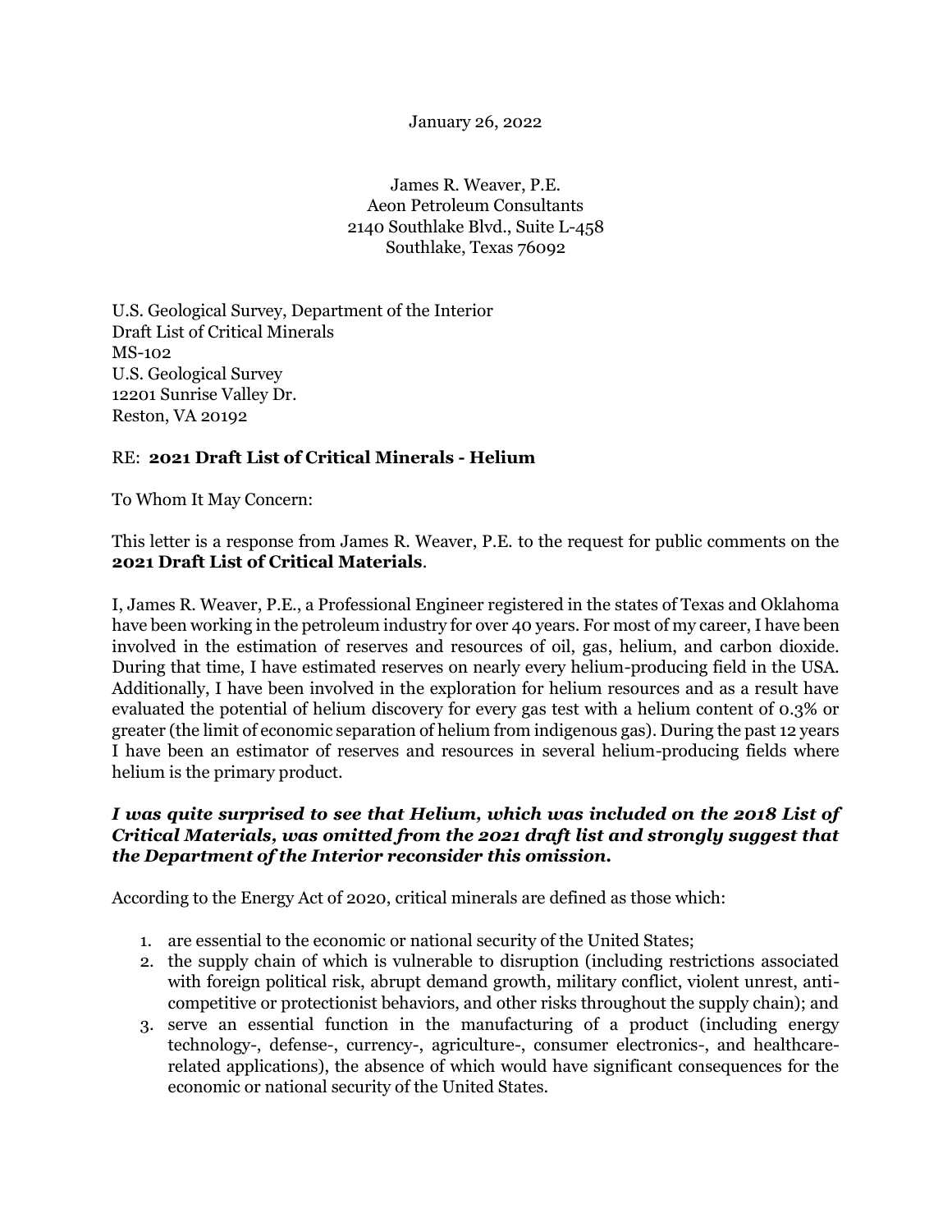January 26, 2022

James R. Weaver, P.E.
Aeon Petroleum Consultants
2140 Southlake Blvd., Suite L-458
Southlake, Texas 76092

U.S. Geological Survey, Department of the Interior
Draft List of Critical Minerals
MS-102
U.S. Geological Survey
12201 Sunrise Valley Dr.
Reston, VA 20192

RE: **2021 Draft List of Critical Minerals - Helium**

To Whom It May Concern:

This letter is a response from James R. Weaver, P.E. to the request for public comments on the **2021 Draft List of Critical Materials**.

I, James R. Weaver, P.E., a Professional Engineer registered in the states of Texas and Oklahoma have been working in the petroleum industry for over 40 years. For most of my career, I have been involved in the estimation of reserves and resources of oil, gas, helium, and carbon dioxide. During that time, I have estimated reserves on nearly every helium-producing field in the USA. Additionally, I have been involved in the exploration for helium resources and as a result have evaluated the potential of helium discovery for every gas test with a helium content of 0.3% or greater (the limit of economic separation of helium from indigenous gas). During the past 12 years I have been an estimator of reserves and resources in several helium-producing fields where helium is the primary product.

***I was quite surprised to see that Helium, which was included on the 2018 List of Critical Materials, was omitted from the 2021 draft list and strongly suggest that the Department of the Interior reconsider this omission.***

According to the Energy Act of 2020, critical minerals are defined as those which:

1. are essential to the economic or national security of the United States;
2. the supply chain of which is vulnerable to disruption (including restrictions associated with foreign political risk, abrupt demand growth, military conflict, violent unrest, anti-competitive or protectionist behaviors, and other risks throughout the supply chain); and
3. serve an essential function in the manufacturing of a product (including energy technology-, defense-, currency-, agriculture-, consumer electronics-, and healthcare-related applications), the absence of which would have significant consequences for the economic or national security of the United States.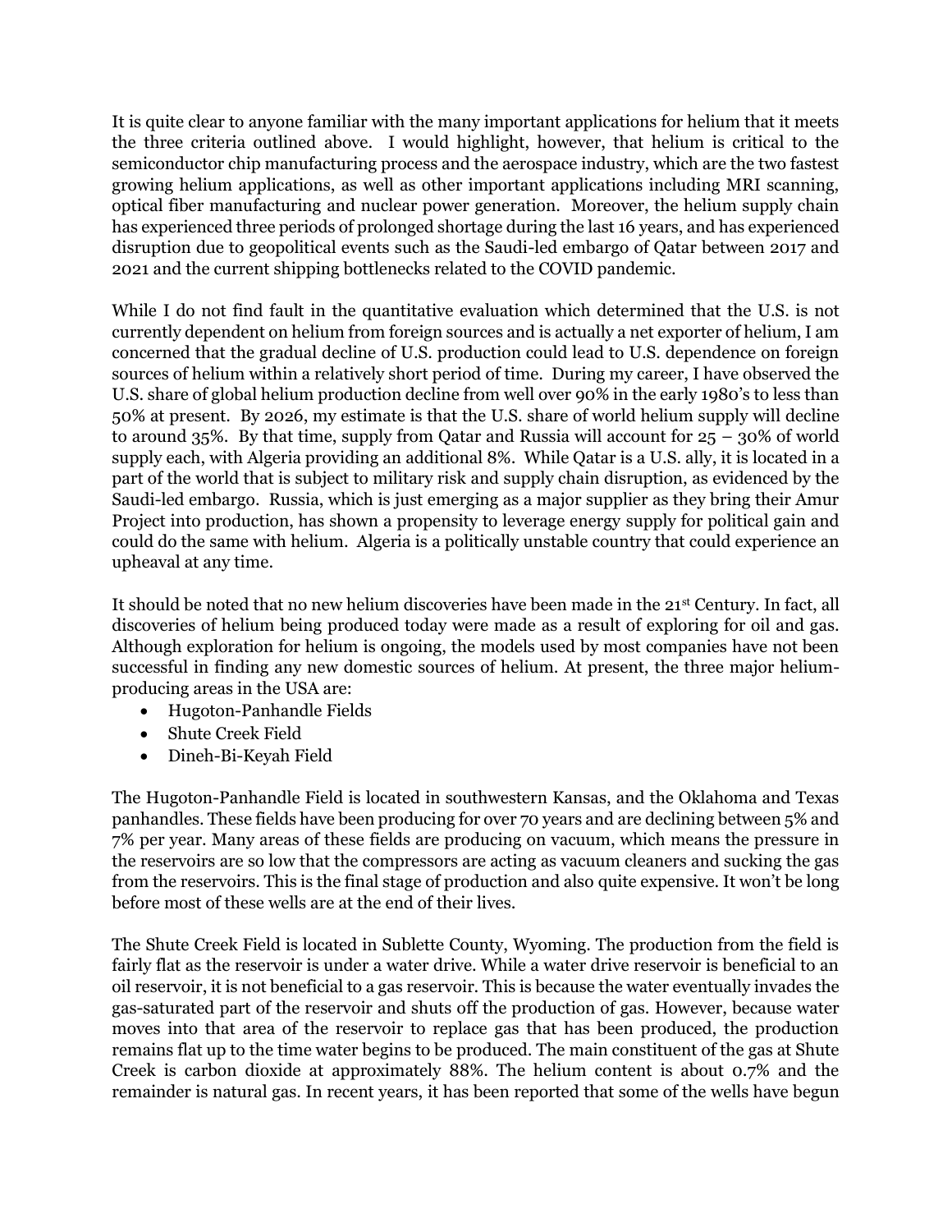It is quite clear to anyone familiar with the many important applications for helium that it meets the three criteria outlined above. I would highlight, however, that helium is critical to the semiconductor chip manufacturing process and the aerospace industry, which are the two fastest growing helium applications, as well as other important applications including MRI scanning, optical fiber manufacturing and nuclear power generation. Moreover, the helium supply chain has experienced three periods of prolonged shortage during the last 16 years, and has experienced disruption due to geopolitical events such as the Saudi-led embargo of Qatar between 2017 and 2021 and the current shipping bottlenecks related to the COVID pandemic.

While I do not find fault in the quantitative evaluation which determined that the U.S. is not currently dependent on helium from foreign sources and is actually a net exporter of helium, I am concerned that the gradual decline of U.S. production could lead to U.S. dependence on foreign sources of helium within a relatively short period of time. During my career, I have observed the U.S. share of global helium production decline from well over 90% in the early 1980's to less than 50% at present. By 2026, my estimate is that the U.S. share of world helium supply will decline to around 35%. By that time, supply from Qatar and Russia will account for 25 – 30% of world supply each, with Algeria providing an additional 8%. While Qatar is a U.S. ally, it is located in a part of the world that is subject to military risk and supply chain disruption, as evidenced by the Saudi-led embargo. Russia, which is just emerging as a major supplier as they bring their Amur Project into production, has shown a propensity to leverage energy supply for political gain and could do the same with helium. Algeria is a politically unstable country that could experience an upheaval at any time.

It should be noted that no new helium discoveries have been made in the 21st Century. In fact, all discoveries of helium being produced today were made as a result of exploring for oil and gas. Although exploration for helium is ongoing, the models used by most companies have not been successful in finding any new domestic sources of helium. At present, the three major helium-producing areas in the USA are:

- Hugoton-Panhandle Fields
- Shute Creek Field
- Dineh-Bi-Keyah Field

The Hugoton-Panhandle Field is located in southwestern Kansas, and the Oklahoma and Texas panhandles. These fields have been producing for over 70 years and are declining between 5% and 7% per year. Many areas of these fields are producing on vacuum, which means the pressure in the reservoirs are so low that the compressors are acting as vacuum cleaners and sucking the gas from the reservoirs. This is the final stage of production and also quite expensive. It won't be long before most of these wells are at the end of their lives.

The Shute Creek Field is located in Sublette County, Wyoming. The production from the field is fairly flat as the reservoir is under a water drive. While a water drive reservoir is beneficial to an oil reservoir, it is not beneficial to a gas reservoir. This is because the water eventually invades the gas-saturated part of the reservoir and shuts off the production of gas. However, because water moves into that area of the reservoir to replace gas that has been produced, the production remains flat up to the time water begins to be produced. The main constituent of the gas at Shute Creek is carbon dioxide at approximately 88%. The helium content is about 0.7% and the remainder is natural gas. In recent years, it has been reported that some of the wells have begun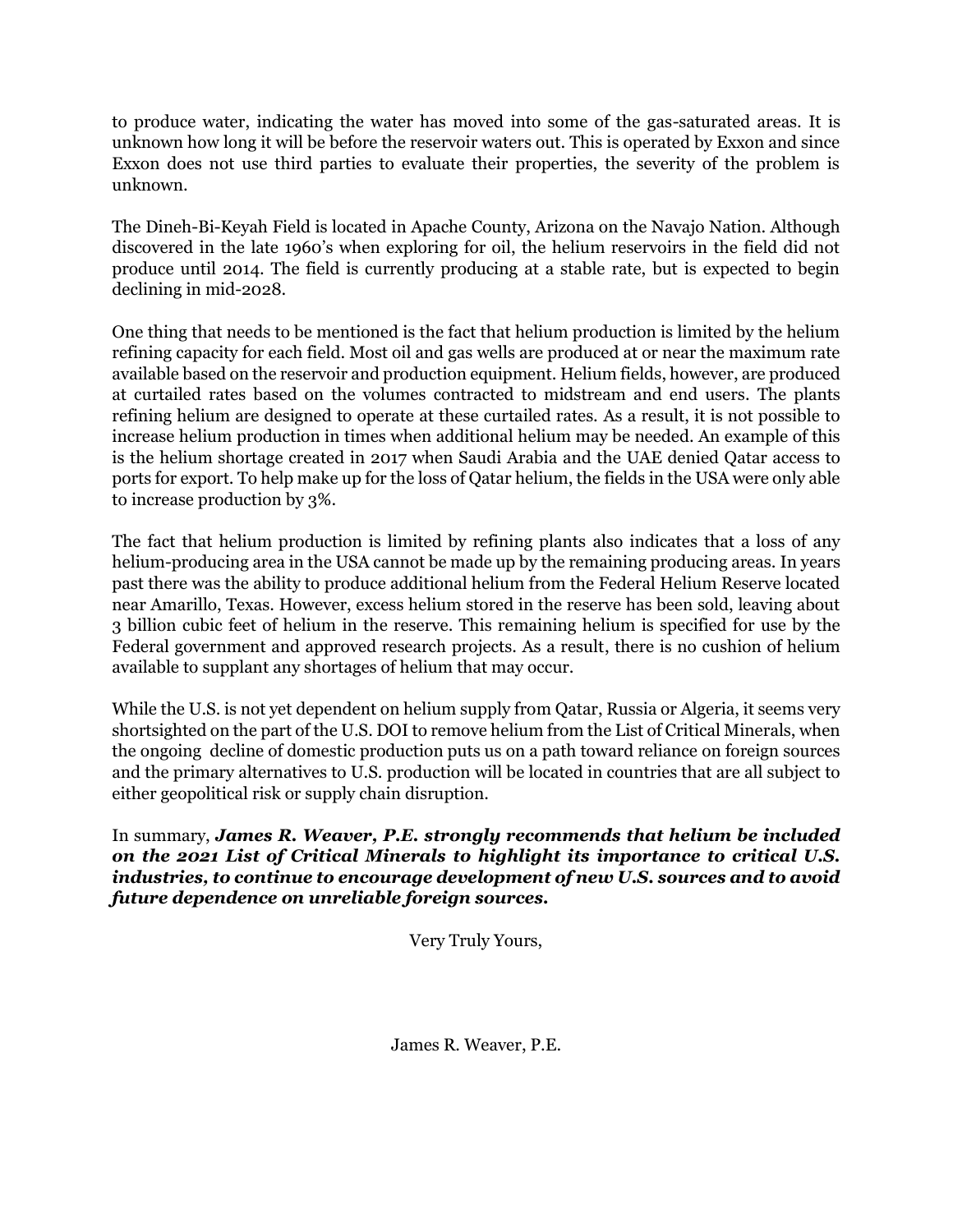to produce water, indicating the water has moved into some of the gas-saturated areas. It is unknown how long it will be before the reservoir waters out. This is operated by Exxon and since Exxon does not use third parties to evaluate their properties, the severity of the problem is unknown.

The Dineh-Bi-Keyah Field is located in Apache County, Arizona on the Navajo Nation. Although discovered in the late 1960's when exploring for oil, the helium reservoirs in the field did not produce until 2014. The field is currently producing at a stable rate, but is expected to begin declining in mid-2028.

One thing that needs to be mentioned is the fact that helium production is limited by the helium refining capacity for each field. Most oil and gas wells are produced at or near the maximum rate available based on the reservoir and production equipment. Helium fields, however, are produced at curtailed rates based on the volumes contracted to midstream and end users. The plants refining helium are designed to operate at these curtailed rates. As a result, it is not possible to increase helium production in times when additional helium may be needed. An example of this is the helium shortage created in 2017 when Saudi Arabia and the UAE denied Qatar access to ports for export. To help make up for the loss of Qatar helium, the fields in the USA were only able to increase production by 3%.

The fact that helium production is limited by refining plants also indicates that a loss of any helium-producing area in the USA cannot be made up by the remaining producing areas. In years past there was the ability to produce additional helium from the Federal Helium Reserve located near Amarillo, Texas. However, excess helium stored in the reserve has been sold, leaving about 3 billion cubic feet of helium in the reserve. This remaining helium is specified for use by the Federal government and approved research projects. As a result, there is no cushion of helium available to supplant any shortages of helium that may occur.

While the U.S. is not yet dependent on helium supply from Qatar, Russia or Algeria, it seems very shortsighted on the part of the U.S. DOI to remove helium from the List of Critical Minerals, when the ongoing decline of domestic production puts us on a path toward reliance on foreign sources and the primary alternatives to U.S. production will be located in countries that are all subject to either geopolitical risk or supply chain disruption.

In summary, ***James R. Weaver, P.E. strongly recommends that helium be included on the 2021 List of Critical Minerals to highlight its importance to critical U.S. industries, to continue to encourage development of new U.S. sources and to avoid future dependence on unreliable foreign sources.***

Very Truly Yours,

James R. Weaver, P.E.